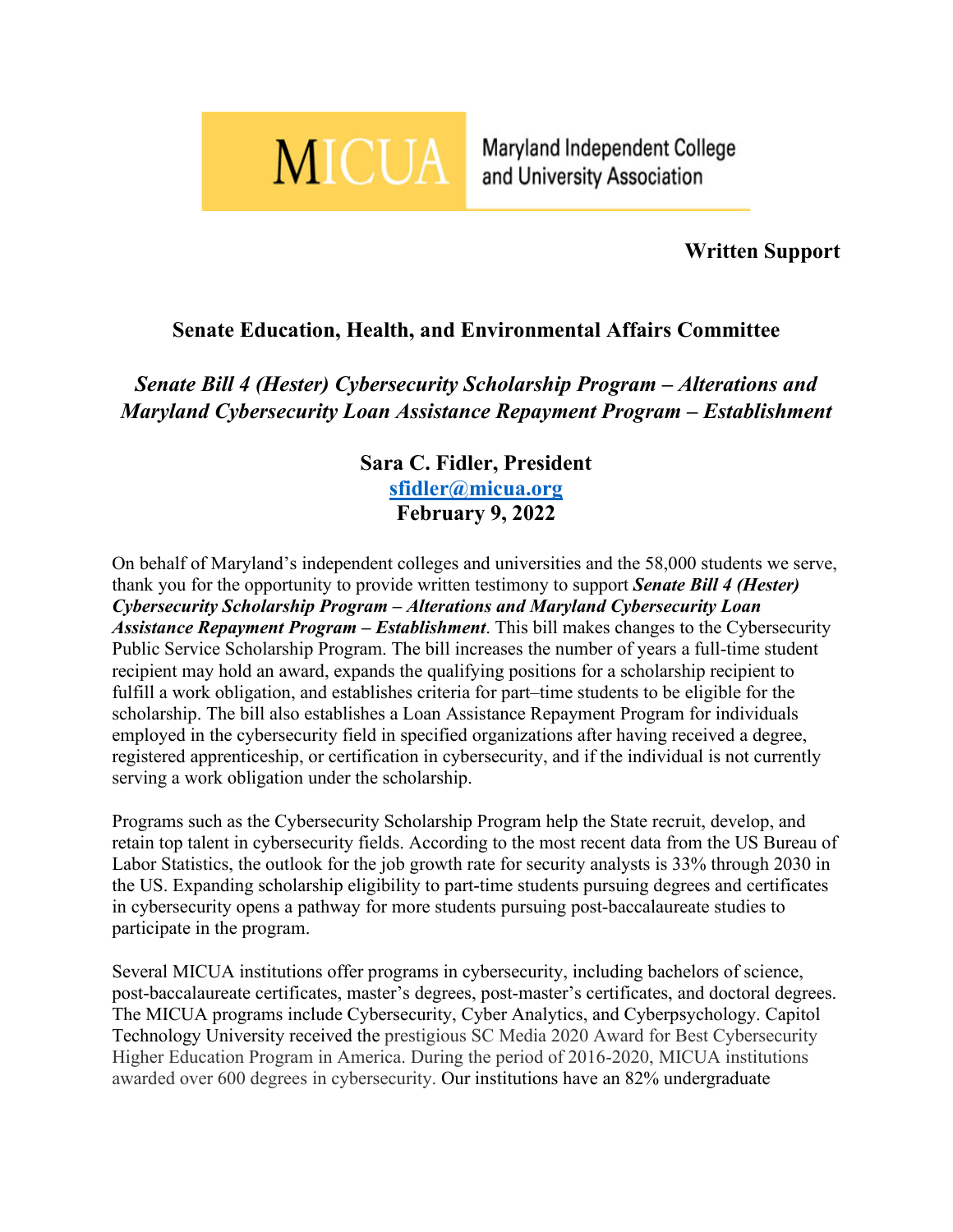MICUA Maryland Independent College and University Association

**Written Support**

**Senate Education, Health, and Environmental Affairs Committee**

***Senate Bill 4 (Hester) Cybersecurity Scholarship Program – Alterations and Maryland Cybersecurity Loan Assistance Repayment Program – Establishment***

**Sara C. Fidler, President**
**sfidler@micua.org**
**February 9, 2022**

On behalf of Maryland's independent colleges and universities and the 58,000 students we serve, thank you for the opportunity to provide written testimony to support ***Senate Bill 4 (Hester) Cybersecurity Scholarship Program – Alterations and Maryland Cybersecurity Loan Assistance Repayment Program – Establishment***. This bill makes changes to the Cybersecurity Public Service Scholarship Program. The bill increases the number of years a full-time student recipient may hold an award, expands the qualifying positions for a scholarship recipient to fulfill a work obligation, and establishes criteria for part–time students to be eligible for the scholarship. The bill also establishes a Loan Assistance Repayment Program for individuals employed in the cybersecurity field in specified organizations after having received a degree, registered apprenticeship, or certification in cybersecurity, and if the individual is not currently serving a work obligation under the scholarship.

Programs such as the Cybersecurity Scholarship Program help the State recruit, develop, and retain top talent in cybersecurity fields. According to the most recent data from the US Bureau of Labor Statistics, the outlook for the job growth rate for security analysts is 33% through 2030 in the US. Expanding scholarship eligibility to part-time students pursuing degrees and certificates in cybersecurity opens a pathway for more students pursuing post-baccalaureate studies to participate in the program.

Several MICUA institutions offer programs in cybersecurity, including bachelors of science, post-baccalaureate certificates, master's degrees, post-master's certificates, and doctoral degrees. The MICUA programs include Cybersecurity, Cyber Analytics, and Cyberpsychology. Capitol Technology University received the prestigious SC Media 2020 Award for Best Cybersecurity Higher Education Program in America. During the period of 2016-2020, MICUA institutions awarded over 600 degrees in cybersecurity. Our institutions have an 82% undergraduate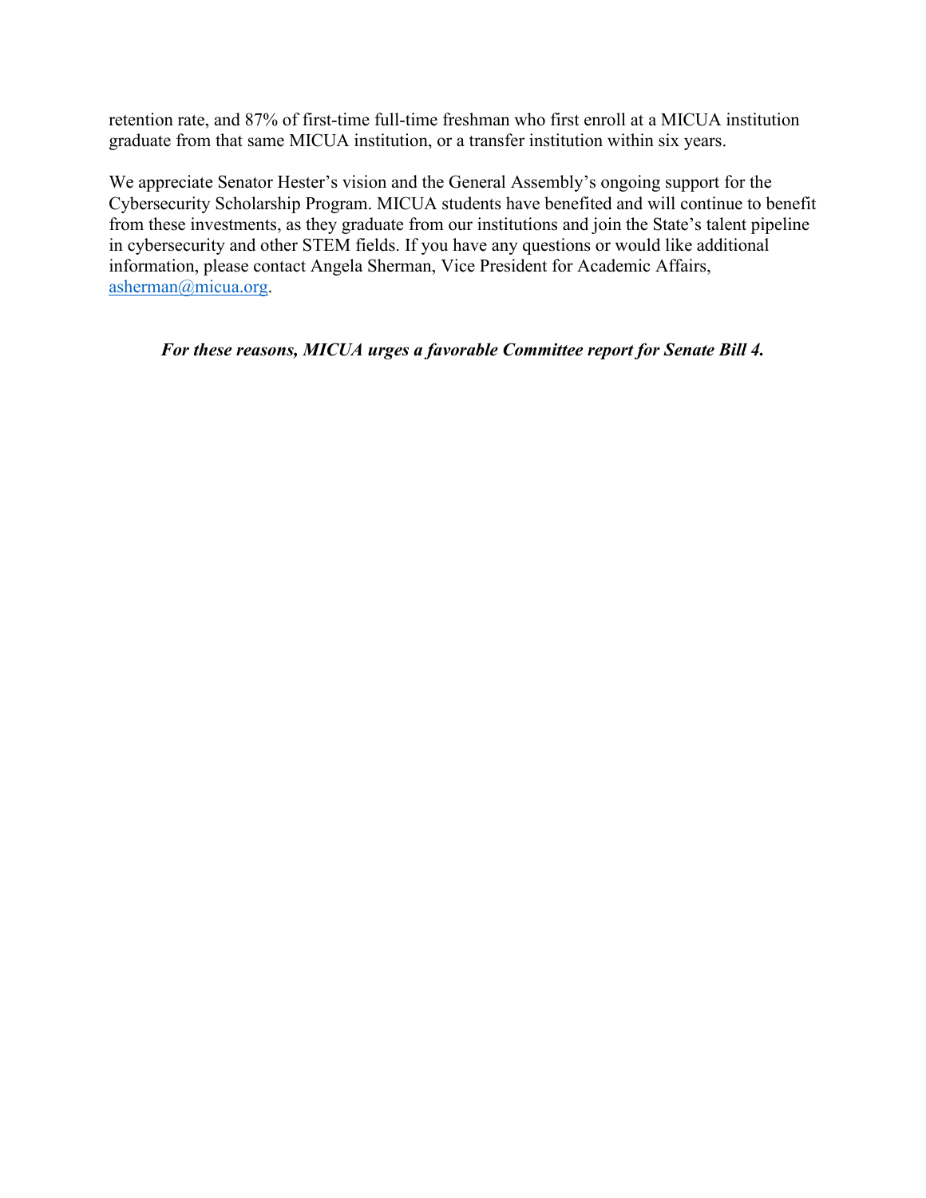retention rate, and 87% of first-time full-time freshman who first enroll at a MICUA institution graduate from that same MICUA institution, or a transfer institution within six years.

We appreciate Senator Hester's vision and the General Assembly's ongoing support for the Cybersecurity Scholarship Program. MICUA students have benefited and will continue to benefit from these investments, as they graduate from our institutions and join the State's talent pipeline in cybersecurity and other STEM fields. If you have any questions or would like additional information, please contact Angela Sherman, Vice President for Academic Affairs, asherman@micua.org.

***For these reasons, MICUA urges a favorable Committee report for Senate Bill 4.***